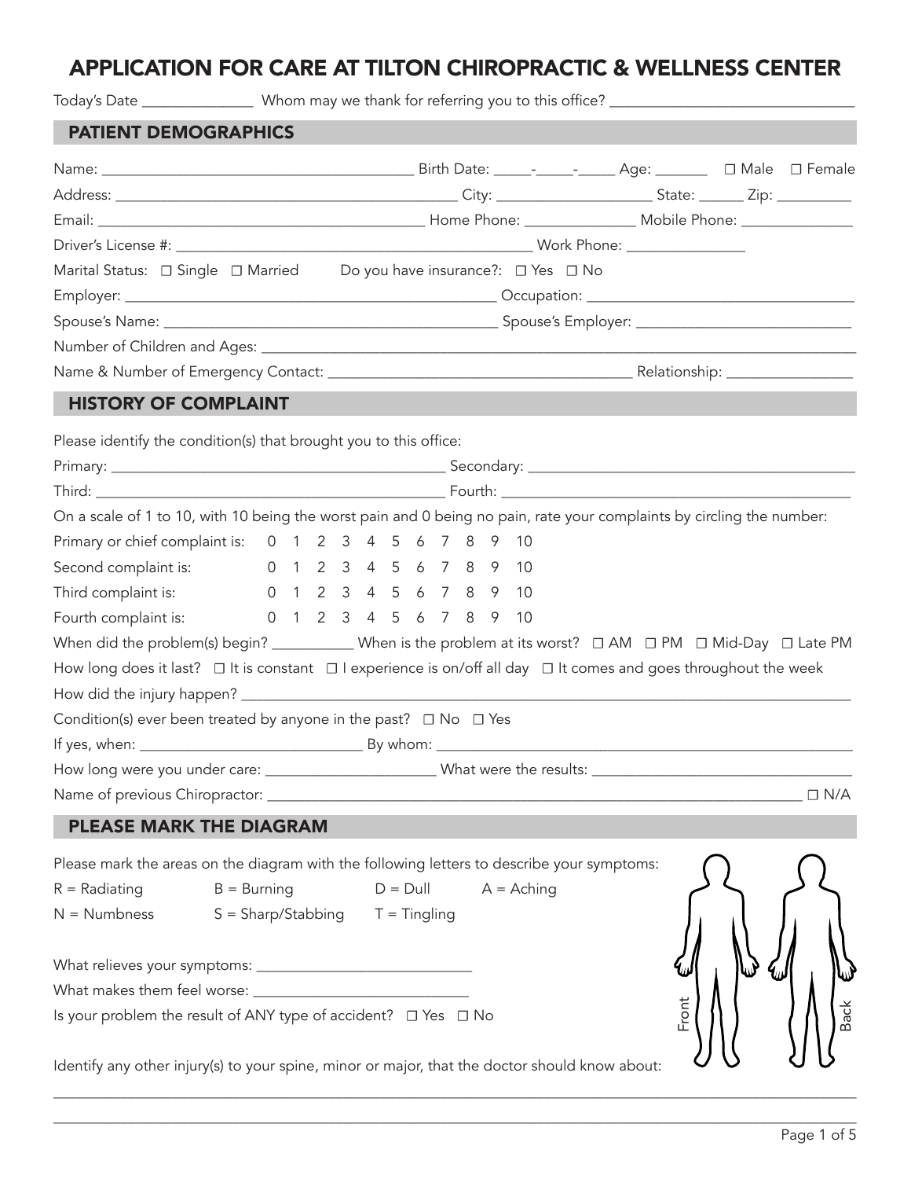# APPLICATION FOR CARE AT TILTON CHIROPRACTIC & WELLNESS CENTER

Today's Date ______________ Whom may we thank for referring you to this office? ________________________________

## PATIENT DEMOGRAPHICS

Name: ________________________________________ Birth Date: _____-_____-_____ Age: _______ ☐ Male ☐ Female

Address: _____________________________________________ City: ___________________ State: ______ Zip: __________

Email: ________________________________________ Home Phone: ______________ Mobile Phone: ______________

Driver's License #: ________________________________________________ Work Phone: _______________

Marital Status: ☐ Single ☐ Married Do you have insurance?: ☐ Yes ☐ No

Employer: _______________________________________________ Occupation: __________________________________

Spouse's Name: ___________________________________________ Spouse's Employer: ____________________________

Number of Children and Ages: _____________________________________________________________________________

Name & Number of Emergency Contact: _______________________________________ Relationship: ________________

## HISTORY OF COMPLAINT

Please identify the condition(s) that brought you to this office:

Primary: ____________________________________________ Secondary: __________________________________________

Third: ______________________________________________ Fourth: _____________________________________________

On a scale of 1 to 10, with 10 being the worst pain and 0 being no pain, rate your complaints by circling the number:

Primary or chief complaint is: 0 1 2 3 4 5 6 7 8 9 10

Second complaint is: 0 1 2 3 4 5 6 7 8 9 10

Third complaint is: 0 1 2 3 4 5 6 7 8 9 10

Fourth complaint is: 0 1 2 3 4 5 6 7 8 9 10

When did the problem(s) begin? __________ When is the problem at its worst? ☐ AM ☐ PM ☐ Mid-Day ☐ Late PM

How long does it last? ☐ It is constant ☐ I experience is on/off all day ☐ It comes and goes throughout the week

How did the injury happen? _______________________________________________________________________________

Condition(s) ever been treated by anyone in the past? ☐ No ☐ Yes

If yes, when: _____________________________ By whom: __________________________________________________

How long were you under care: ______________________ What were the results: ________________________________

Name of previous Chiropractor: ________________________________________________________________________ ☐ N/A

## PLEASE MARK THE DIAGRAM

Please mark the areas on the diagram with the following letters to describe your symptoms:

R = Radiating B = Burning D = Dull A = Aching

N = Numbness S = Sharp/Stabbing T = Tingling

Front Back

What relieves your symptoms: ____________________________

What makes them feel worse: ____________________________

Is your problem the result of ANY type of accident? ☐ Yes ☐ No

Identify any other injury(s) to your spine, minor or major, that the doctor should know about:

_____________________________________________________________________________________________________

_____________________________________________________________________________________________________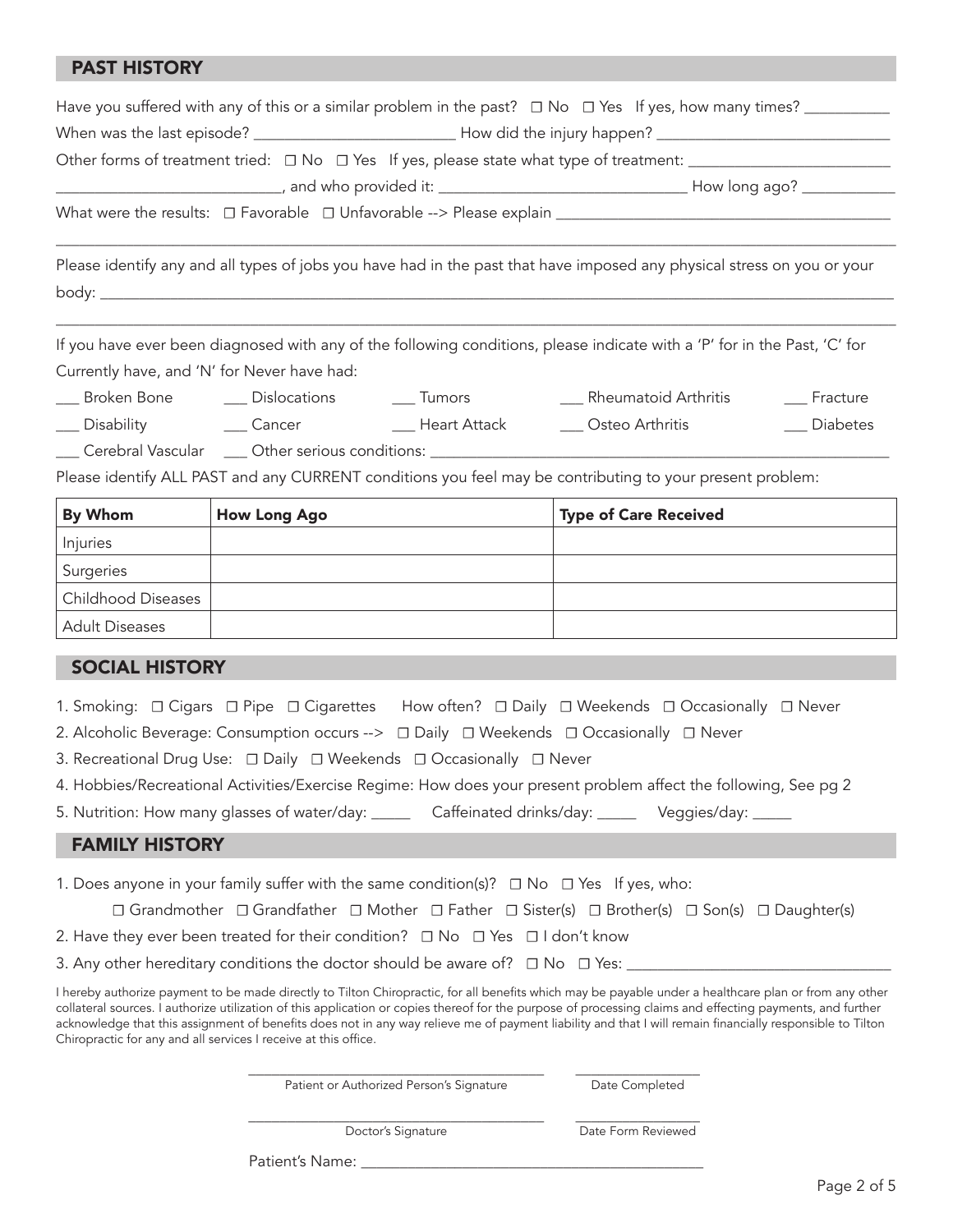## PAST HISTORY

Have you suffered with any of this or a similar problem in the past? ☐ No ☐ Yes If yes, how many times? __________

When was the last episode? ________________________ How did the injury happen? ____________________________

Other forms of treatment tried: ☐ No ☐ Yes If yes, please state what type of treatment: ________________________

___________________________, and who provided it: ______________________________ How long ago? ___________

What were the results: ☐ Favorable ☐ Unfavorable --> Please explain __________________________________________

______________________________________________________________________________________________

Please identify any and all types of jobs you have had in the past that have imposed any physical stress on you or your body: ___________________________________________________________________________________________

______________________________________________________________________________________________

If you have ever been diagnosed with any of the following conditions, please indicate with a 'P' for in the Past, 'C' for Currently have, and 'N' for Never have had:

___ Broken Bone ___ Dislocations ___ Tumors ___ Rheumatoid Arthritis ___ Fracture

___ Disability ___ Cancer ___ Heart Attack ___ Osteo Arthritis ___ Diabetes

___ Cerebral Vascular ___ Other serious conditions: _______________________________________________________

Please identify ALL PAST and any CURRENT conditions you feel may be contributing to your present problem:

| By Whom | How Long Ago | Type of Care Received |
|---|---|---|
| Injuries | | |
| Surgeries | | |
| Childhood Diseases | | |
| Adult Diseases | | |

## SOCIAL HISTORY

1. Smoking: ☐ Cigars ☐ Pipe ☐ Cigarettes How often? ☐ Daily ☐ Weekends ☐ Occasionally ☐ Never
2. Alcoholic Beverage: Consumption occurs --> ☐ Daily ☐ Weekends ☐ Occasionally ☐ Never
3. Recreational Drug Use: ☐ Daily ☐ Weekends ☐ Occasionally ☐ Never
4. Hobbies/Recreational Activities/Exercise Regime: How does your present problem affect the following, See pg 2
5. Nutrition: How many glasses of water/day: _____ Caffeinated drinks/day: _____ Veggies/day: _____

## FAMILY HISTORY

1. Does anyone in your family suffer with the same condition(s)? ☐ No ☐ Yes If yes, who:

   ☐ Grandmother ☐ Grandfather ☐ Mother ☐ Father ☐ Sister(s) ☐ Brother(s) ☐ Son(s) ☐ Daughter(s)
2. Have they ever been treated for their condition? ☐ No ☐ Yes ☐ I don't know
3. Any other hereditary conditions the doctor should be aware of? ☐ No ☐ Yes: ________________________________

I hereby authorize payment to be made directly to Tilton Chiropractic, for all benefits which may be payable under a healthcare plan or from any other collateral sources. I authorize utilization of this application or copies thereof for the purpose of processing claims and effecting payments, and further acknowledge that this assignment of benefits does not in any way relieve me of payment liability and that I will remain financially responsible to Tilton Chiropractic for any and all services I receive at this office.

_________________________________________ _________________

Patient or Authorized Person's Signature Date Completed

_________________________________________ _________________

Doctor's Signature Date Form Reviewed

Patient's Name: ________________________________________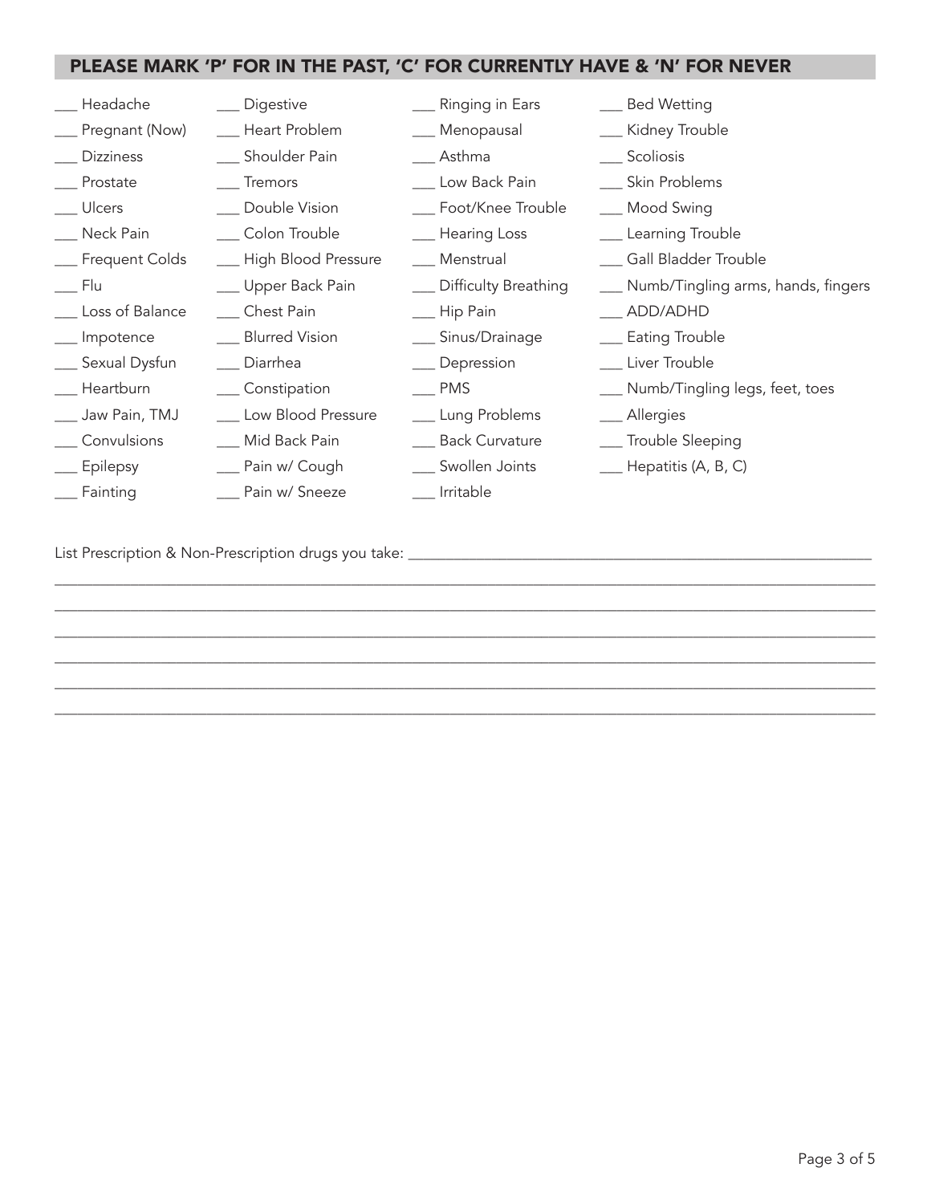## PLEASE MARK 'P' FOR IN THE PAST, 'C' FOR CURRENTLY HAVE & 'N' FOR NEVER

___ Headache
___ Pregnant (Now)
___ Dizziness
___ Prostate
___ Ulcers
___ Neck Pain
___ Frequent Colds
___ Flu
___ Loss of Balance
___ Impotence
___ Sexual Dysfun
___ Heartburn
___ Jaw Pain, TMJ
___ Convulsions
___ Epilepsy
___ Fainting
___ Digestive
___ Heart Problem
___ Shoulder Pain
___ Tremors
___ Double Vision
___ Colon Trouble
___ High Blood Pressure
___ Upper Back Pain
___ Chest Pain
___ Blurred Vision
___ Diarrhea
___ Constipation
___ Low Blood Pressure
___ Mid Back Pain
___ Pain w/ Cough
___ Pain w/ Sneeze
___ Ringing in Ears
___ Menopausal
___ Asthma
___ Low Back Pain
___ Foot/Knee Trouble
___ Hearing Loss
___ Menstrual
___ Difficulty Breathing
___ Hip Pain
___ Sinus/Drainage
___ Depression
___ PMS
___ Lung Problems
___ Back Curvature
___ Swollen Joints
___ Irritable
___ Bed Wetting
___ Kidney Trouble
___ Scoliosis
___ Skin Problems
___ Mood Swing
___ Learning Trouble
___ Gall Bladder Trouble
___ Numb/Tingling arms, hands, fingers
___ ADD/ADHD
___ Eating Trouble
___ Liver Trouble
___ Numb/Tingling legs, feet, toes
___ Allergies
___ Trouble Sleeping
___ Hepatitis (A, B, C)

List Prescription & Non-Prescription drugs you take: ____________________________________________

____________________________________________________________________________________________

____________________________________________________________________________________________

____________________________________________________________________________________________

____________________________________________________________________________________________

____________________________________________________________________________________________

____________________________________________________________________________________________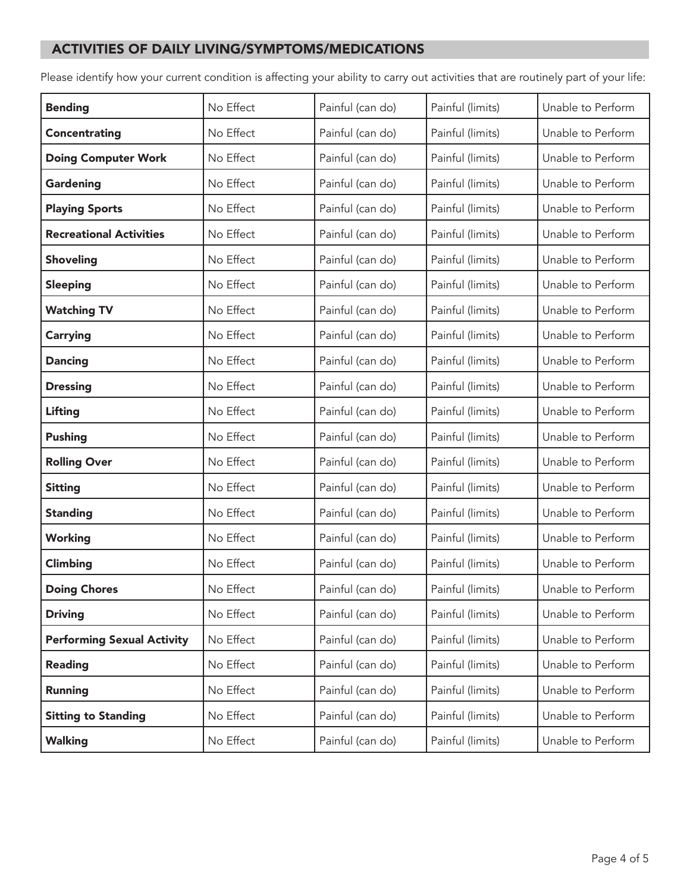## ACTIVITIES OF DAILY LIVING/SYMPTOMS/MEDICATIONS

Please identify how your current condition is affecting your ability to carry out activities that are routinely part of your life:

| Activity | | | | |
|---|---|---|---|---|
| **Bending** | No Effect | Painful (can do) | Painful (limits) | Unable to Perform |
| **Concentrating** | No Effect | Painful (can do) | Painful (limits) | Unable to Perform |
| **Doing Computer Work** | No Effect | Painful (can do) | Painful (limits) | Unable to Perform |
| **Gardening** | No Effect | Painful (can do) | Painful (limits) | Unable to Perform |
| **Playing Sports** | No Effect | Painful (can do) | Painful (limits) | Unable to Perform |
| **Recreational Activities** | No Effect | Painful (can do) | Painful (limits) | Unable to Perform |
| **Shoveling** | No Effect | Painful (can do) | Painful (limits) | Unable to Perform |
| **Sleeping** | No Effect | Painful (can do) | Painful (limits) | Unable to Perform |
| **Watching TV** | No Effect | Painful (can do) | Painful (limits) | Unable to Perform |
| **Carrying** | No Effect | Painful (can do) | Painful (limits) | Unable to Perform |
| **Dancing** | No Effect | Painful (can do) | Painful (limits) | Unable to Perform |
| **Dressing** | No Effect | Painful (can do) | Painful (limits) | Unable to Perform |
| **Lifting** | No Effect | Painful (can do) | Painful (limits) | Unable to Perform |
| **Pushing** | No Effect | Painful (can do) | Painful (limits) | Unable to Perform |
| **Rolling Over** | No Effect | Painful (can do) | Painful (limits) | Unable to Perform |
| **Sitting** | No Effect | Painful (can do) | Painful (limits) | Unable to Perform |
| **Standing** | No Effect | Painful (can do) | Painful (limits) | Unable to Perform |
| **Working** | No Effect | Painful (can do) | Painful (limits) | Unable to Perform |
| **Climbing** | No Effect | Painful (can do) | Painful (limits) | Unable to Perform |
| **Doing Chores** | No Effect | Painful (can do) | Painful (limits) | Unable to Perform |
| **Driving** | No Effect | Painful (can do) | Painful (limits) | Unable to Perform |
| **Performing Sexual Activity** | No Effect | Painful (can do) | Painful (limits) | Unable to Perform |
| **Reading** | No Effect | Painful (can do) | Painful (limits) | Unable to Perform |
| **Running** | No Effect | Painful (can do) | Painful (limits) | Unable to Perform |
| **Sitting to Standing** | No Effect | Painful (can do) | Painful (limits) | Unable to Perform |
| **Walking** | No Effect | Painful (can do) | Painful (limits) | Unable to Perform |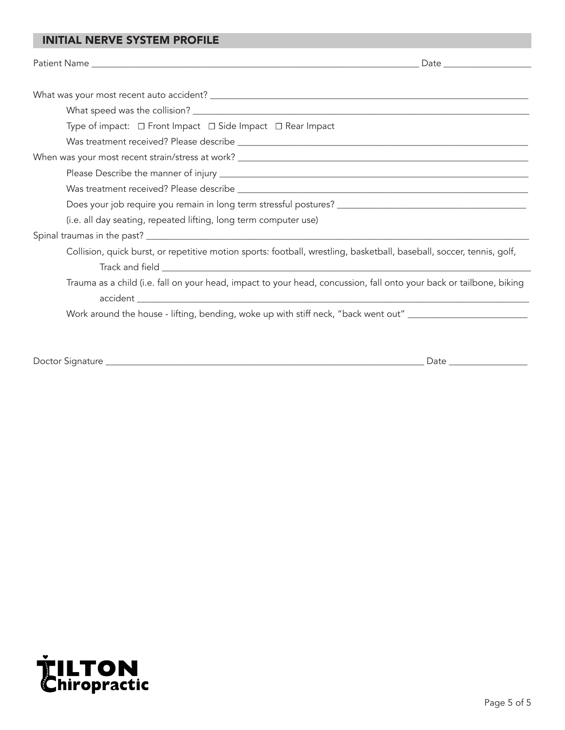## INITIAL NERVE SYSTEM PROFILE

Patient Name ______________________________________________________________ Date ________________

What was your most recent auto accident? ____________________________________________________________

What speed was the collision? _______________________________________________________________

Type of impact: ☐ Front Impact ☐ Side Impact ☐ Rear Impact

Was treatment received? Please describe _______________________________________________________

When was your most recent strain/stress at work? ______________________________________________________

Please Describe the manner of injury __________________________________________________________

Was treatment received? Please describe _______________________________________________________

Does your job require you remain in long term stressful postures? ___________________________________

(i.e. all day seating, repeated lifting, long term computer use)

Spinal traumas in the past? ____________________________________________________________________

Collision, quick burst, or repetitive motion sports: football, wrestling, basketball, baseball, soccer, tennis, golf, Track and field ____________________________________________________________________

Trauma as a child (i.e. fall on your head, impact to your head, concussion, fall onto your back or tailbone, biking accident ________________________________________________________________________

Work around the house - lifting, bending, woke up with stiff neck, "back went out" _____________________

Doctor Signature ______________________________________________________________ Date ______________

TILTON Chiropractic